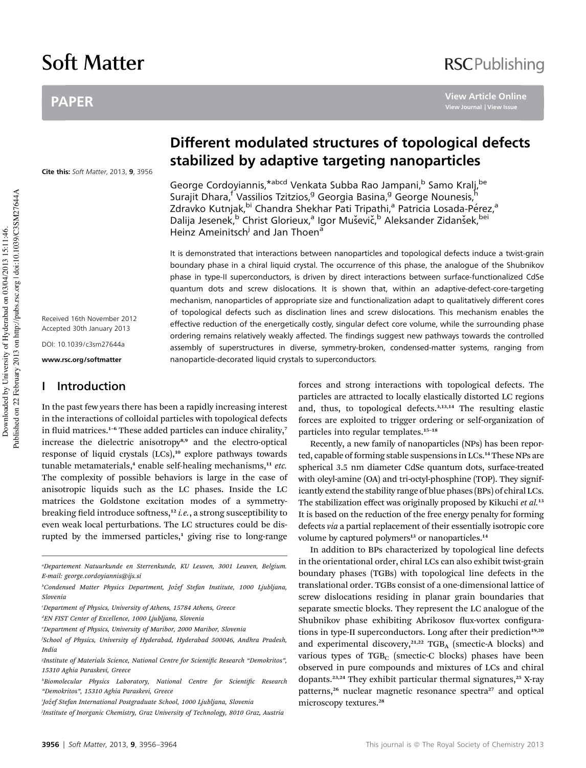# Soft Matter

RSC Publishing

## PAPER

Cite this: *Soft Matter*, 2013, **9**, 3956

# Different modulated structures of topological defects stabilized by adaptive targeting nanoparticles

George Cordoyiannis,*[abcd] Venkata Subba Rao Jampani,[b] Samo Kralj,[be] Surajit Dhara,[f] Vassilios Tzitzios,[g] Georgia Basina,[g] George Nounesis,[h] Zdravko Kutnjak,[bi] Chandra Shekhar Pati Tripathi,[a] Patricia Losada-Pérez,[a] Dalija Jesenek,[b] Christ Glorieux,[a] Igor Muševič,[b] Aleksander Zidanšek,[bei] Heinz Ameinitsch[j] and Jan Thoen[a]

Received 16th November 2012
Accepted 30th January 2013

DOI: 10.1039/c3sm27644a

www.rsc.org/softmatter

It is demonstrated that interactions between nanoparticles and topological defects induce a twist-grain boundary phase in a chiral liquid crystal. The occurrence of this phase, the analogue of the Shubnikov phase in type-II superconductors, is driven by direct interactions between surface-functionalized CdSe quantum dots and screw dislocations. It is shown that, within an adaptive-defect-core-targeting mechanism, nanoparticles of appropriate size and functionalization adapt to qualitatively different cores of topological defects such as disclination lines and screw dislocations. This mechanism enables the effective reduction of the energetically costly, singular defect core volume, while the surrounding phase ordering remains relatively weakly affected. The findings suggest new pathways towards the controlled assembly of superstructures in diverse, symmetry-broken, condensed-matter systems, ranging from nanoparticle-decorated liquid crystals to superconductors.

## I Introduction

In the past few years there has been a rapidly increasing interest in the interactions of colloidal particles with topological defects in fluid matrices.[1–6] These added particles can induce chirality,[7] increase the dielectric anisotropy[8,9] and the electro-optical response of liquid crystals (LCs),[10] explore pathways towards tunable metamaterials,[4] enable self-healing mechanisms,[11] *etc.* The complexity of possible behaviors is large in the case of anisotropic liquids such as the LC phases. Inside the LC matrices the Goldstone excitation modes of a symmetry-breaking field introduce softness,[12] *i.e.*, a strong susceptibility to even weak local perturbations. The LC structures could be disrupted by the immersed particles,[1] giving rise to long-range forces and strong interactions with topological defects. The particles are attracted to locally elastically distorted LC regions and, thus, to topological defects.[3,13,14] The resulting elastic forces are exploited to trigger ordering or self-organization of particles into regular templates.[15–18]

Recently, a new family of nanoparticles (NPs) has been reported, capable of forming stable suspensions in LCs.[14] These NPs are spherical 3.5 nm diameter CdSe quantum dots, surface-treated with oleyl-amine (OA) and tri-octyl-phosphine (TOP). They significantly extend the stability range of blue phases (BPs) of chiral LCs. The stabilization effect was originally proposed by Kikuchi *et al.*[13] It is based on the reduction of the free energy penalty for forming defects *via* a partial replacement of their essentially isotropic core volume by captured polymers[13] or nanoparticles.[14]

In addition to BPs characterized by topological line defects in the orientational order, chiral LCs can also exhibit twist-grain boundary phases (TGBs) with topological line defects in the translational order. TGBs consist of a one-dimensional lattice of screw dislocations residing in planar grain boundaries that separate smectic blocks. They represent the LC analogue of the Shubnikov phase exhibiting Abrikosov flux-vortex configurations in type-II superconductors. Long after their prediction[19,20] and experimental discovery,[21,22] $TGB_A$ (smectic-A blocks) and various types of $TGB_C$ (smectic-C blocks) phases have been observed in pure compounds and mixtures of LCs and chiral dopants.[23,24] They exhibit particular thermal signatures,[25] X-ray patterns,[26] nuclear magnetic resonance spectra[27] and optical microscopy textures.[28]

---

[a] Departement Natuurkunde en Sterrenkunde, KU Leuven, 3001 Leuven, Belgium. E-mail: george.cordoyiannis@ijs.si

[b] Condensed Matter Physics Department, Jožef Stefan Institute, 1000 Ljubljana, Slovenia

[c] Department of Physics, University of Athens, 15784 Athens, Greece

[d] EN FIST Center of Excellence, 1000 Ljubljana, Slovenia

[e] Department of Physics, University of Maribor, 2000 Maribor, Slovenia

[f] School of Physics, University of Hyderabad, Hyderabad 500046, Andhra Pradesh, India

[g] Institute of Materials Science, National Centre for Scientific Research "Demokritos", 15310 Aghia Paraskevi, Greece

[h] Biomolecular Physics Laboratory, National Centre for Scientific Research "Demokritos", 15310 Aghia Paraskevi, Greece

[i] Jožef Stefan International Postgraduate School, 1000 Ljubljana, Slovenia

[j] Institute of Inorganic Chemistry, Graz University of Technology, 8010 Graz, Austria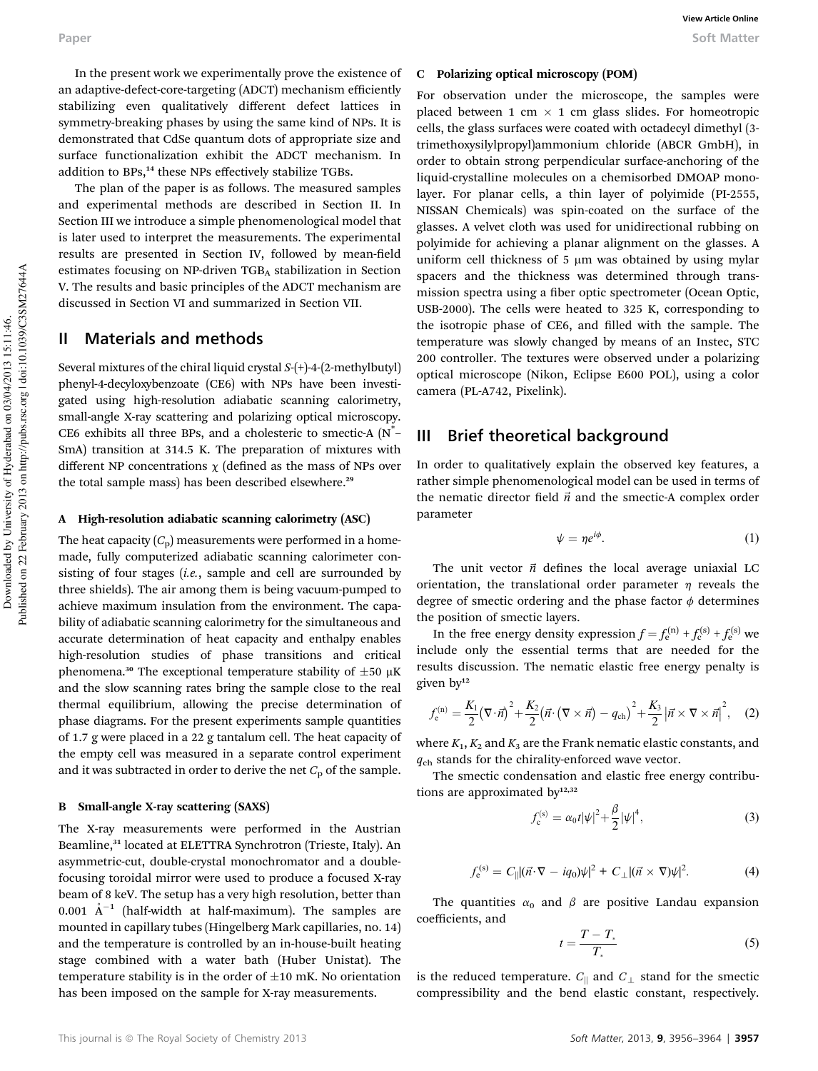In the present work we experimentally prove the existence of an adaptive-defect-core-targeting (ADCT) mechanism efficiently stabilizing even qualitatively different defect lattices in symmetry-breaking phases by using the same kind of NPs. It is demonstrated that CdSe quantum dots of appropriate size and surface functionalization exhibit the ADCT mechanism. In addition to BPs,[14] these NPs effectively stabilize TGBs.

The plan of the paper is as follows. The measured samples and experimental methods are described in Section II. In Section III we introduce a simple phenomenological model that is later used to interpret the measurements. The experimental results are presented in Section IV, followed by mean-field estimates focusing on NP-driven $TGB_A$ stabilization in Section V. The results and basic principles of the ADCT mechanism are discussed in Section VI and summarized in Section VII.

## II Materials and methods

Several mixtures of the chiral liquid crystal *S*-(+)-4-(2-methylbutyl) phenyl-4-decyloxybenzoate (CE6) with NPs have been investigated using high-resolution adiabatic scanning calorimetry, small-angle X-ray scattering and polarizing optical microscopy. CE6 exhibits all three BPs, and a cholesteric to smectic-A ($N^*$–SmA) transition at 314.5 K. The preparation of mixtures with different NP concentrations $\chi$ (defined as the mass of NPs over the total sample mass) has been described elsewhere.[29]

### A High-resolution adiabatic scanning calorimetry (ASC)

The heat capacity ($C_p$) measurements were performed in a home-made, fully computerized adiabatic scanning calorimeter consisting of four stages (*i.e.*, sample and cell are surrounded by three shields). The air among them is being vacuum-pumped to achieve maximum insulation from the environment. The capability of adiabatic scanning calorimetry for the simultaneous and accurate determination of heat capacity and enthalpy enables high-resolution studies of phase transitions and critical phenomena.[30] The exceptional temperature stability of ±50 μK and the slow scanning rates bring the sample close to the real thermal equilibrium, allowing the precise determination of phase diagrams. For the present experiments sample quantities of 1.7 g were placed in a 22 g tantalum cell. The heat capacity of the empty cell was measured in a separate control experiment and it was subtracted in order to derive the net $C_p$ of the sample.

### B Small-angle X-ray scattering (SAXS)

The X-ray measurements were performed in the Austrian Beamline,[31] located at ELETTRA Synchrotron (Trieste, Italy). An asymmetric-cut, double-crystal monochromator and a double-focusing toroidal mirror were used to produce a focused X-ray beam of 8 keV. The setup has a very high resolution, better than 0.001 Å$^{-1}$ (half-width at half-maximum). The samples are mounted in capillary tubes (Hingelberg Mark capillaries, no. 14) and the temperature is controlled by an in-house-built heating stage combined with a water bath (Huber Unistat). The temperature stability is in the order of ±10 mK. No orientation has been imposed on the sample for X-ray measurements.

### C Polarizing optical microscopy (POM)

For observation under the microscope, the samples were placed between 1 cm × 1 cm glass slides. For homeotropic cells, the glass surfaces were coated with octadecyl dimethyl (3-trimethoxysilylpropyl)ammonium chloride (ABCR GmbH), in order to obtain strong perpendicular surface-anchoring of the liquid-crystalline molecules on a chemisorbed DMOAP monolayer. For planar cells, a thin layer of polyimide (PI-2555, NISSAN Chemicals) was spin-coated on the surface of the glasses. A velvet cloth was used for unidirectional rubbing on polyimide for achieving a planar alignment on the glasses. A uniform cell thickness of 5 μm was obtained by using mylar spacers and the thickness was determined through transmission spectra using a fiber optic spectrometer (Ocean Optic, USB-2000). The cells were heated to 325 K, corresponding to the isotropic phase of CE6, and filled with the sample. The temperature was slowly changed by means of an Instec, STC 200 controller. The textures were observed under a polarizing optical microscope (Nikon, Eclipse E600 POL), using a color camera (PL-A742, Pixelink).

## III Brief theoretical background

In order to qualitatively explain the observed key features, a rather simple phenomenological model can be used in terms of the nematic director field $\vec{n}$ and the smectic-A complex order parameter

$$\psi = \eta e^{i\phi}. \tag{1}$$

The unit vector $\vec{n}$ defines the local average uniaxial LC orientation, the translational order parameter $\eta$ reveals the degree of smectic ordering and the phase factor $\phi$ determines the position of smectic layers.

In the free energy density expression $f = f_e^{(n)} + f_c^{(s)} + f_e^{(s)}$ we include only the essential terms that are needed for the results discussion. The nematic elastic free energy penalty is given by[12]

$$f_e^{(n)} = \frac{K_1}{2}(\nabla\cdot\vec{n})^2 + \frac{K_2}{2}(\vec{n}\cdot(\nabla\times\vec{n}) - q_{ch})^2 + \frac{K_3}{2}|\vec{n}\times\nabla\times\vec{n}|^2, \tag{2}$$

where $K_1$, $K_2$ and $K_3$ are the Frank nematic elastic constants, and $q_{ch}$ stands for the chirality-enforced wave vector.

The smectic condensation and elastic free energy contributions are approximated by[12,32]

$$f_c^{(s)} = \alpha_0 t|\psi|^2 + \frac{\beta}{2}|\psi|^4, \tag{3}$$

$$f_e^{(s)} = C_{\parallel}|(\vec{n}\cdot\nabla - iq_0)\psi|^2 + C_{\perp}|(\vec{n}\times\nabla)\psi|^2. \tag{4}$$

The quantities $\alpha_0$ and $\beta$ are positive Landau expansion coefficients, and

$$t = \frac{T - T_*}{T_*} \tag{5}$$

is the reduced temperature. $C_{\parallel}$ and $C_{\perp}$ stand for the smectic compressibility and the bend elastic constant, respectively.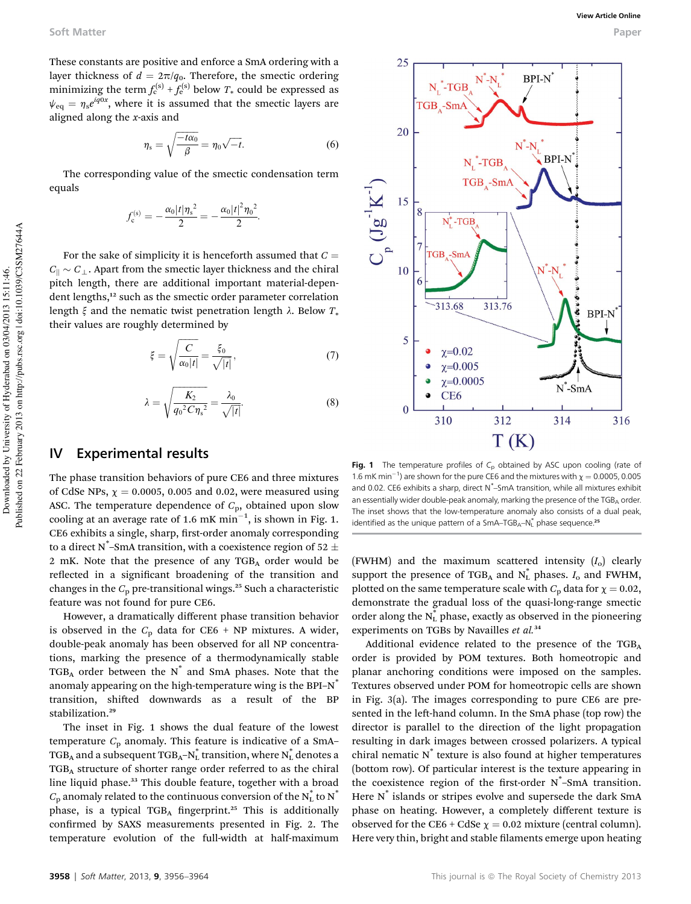These constants are positive and enforce a SmA ordering with a layer thickness of $d = 2\pi/q_0$. Therefore, the smectic ordering minimizing the term $f_c^{(s)} + f_e^{(s)}$ below $T_*$ could be expressed as $\psi_{eq} = \eta_s e^{iq0x}$, where it is assumed that the smectic layers are aligned along the $x$-axis and

$$\eta_s = \sqrt{\frac{-t\alpha_0}{\beta}} = \eta_0\sqrt{-t}. \quad (6)$$

The corresponding value of the smectic condensation term equals

$$f_c^{(s)} = -\frac{\alpha_0|t|{\eta_s}^2}{2} = -\frac{\alpha_0|t|^2{\eta_0}^2}{2}.$$

For the sake of simplicity it is henceforth assumed that $C = C_\parallel \sim C_\perp$. Apart from the smectic layer thickness and the chiral pitch length, there are additional important material-dependent lengths,[12] such as the smectic order parameter correlation length $\xi$ and the nematic twist penetration length $\lambda$. Below $T_*$ their values are roughly determined by

$$\xi = \sqrt{\frac{C}{\alpha_0|t|}} = \frac{\xi_0}{\sqrt{|t|}}, \quad (7)$$

$$\lambda = \sqrt{\frac{K_2}{{q_0}^2 C{\eta_s}^2}} = \frac{\lambda_0}{\sqrt{|t|}}. \quad (8)$$

## IV Experimental results

The phase transition behaviors of pure CE6 and three mixtures of CdSe NPs, $\chi = 0.0005$, 0.005 and 0.02, were measured using ASC. The temperature dependence of $C_p$, obtained upon slow cooling at an average rate of 1.6 mK min$^{-1}$, is shown in Fig. 1. CE6 exhibits a single, sharp, first-order anomaly corresponding to a direct N$^*$–SmA transition, with a coexistence region of 52 ± 2 mK. Note that the presence of any TGB$_A$ order would be reflected in a significant broadening of the transition and changes in the $C_p$ pre-transitional wings.[25] Such a characteristic feature was not found for pure CE6.

However, a dramatically different phase transition behavior is observed in the $C_p$ data for CE6 + NP mixtures. A wider, double-peak anomaly has been observed for all NP concentrations, marking the presence of a thermodynamically stable TGB$_A$ order between the N$^*$ and SmA phases. Note that the anomaly appearing on the high-temperature wing is the BPI–N$^*$ transition, shifted downwards as a result of the BP stabilization.[29]

The inset in Fig. 1 shows the dual feature of the lowest temperature $C_p$ anomaly. This feature is indicative of a SmA–TGB$_A$ and a subsequent TGB$_A$–N$_L^*$ transition, where N$_L^*$ denotes a TGB$_A$ structure of shorter range order referred to as the chiral line liquid phase.[33] This double feature, together with a broad $C_p$ anomaly related to the continuous conversion of the N$_L^*$ to N$^*$ phase, is a typical TGB$_A$ fingerprint.[25] This is additionally confirmed by SAXS measurements presented in Fig. 2. The temperature evolution of the full-width at half-maximum (FWHM) and the maximum scattered intensity ($I_o$) clearly support the presence of TGB$_A$ and N$_L^*$ phases. $I_o$ and FWHM, plotted on the same temperature scale with $C_p$ data for $\chi = 0.02$, demonstrate the gradual loss of the quasi-long-range smectic order along the N$_L^*$ phase, exactly as observed in the pioneering experiments on TGBs by Navailles *et al.*[34]

**Fig. 1** The temperature profiles of $C_p$ obtained by ASC upon cooling (rate of 1.6 mK min$^{-1}$) are shown for the pure CE6 and the mixtures with $\chi = 0.0005$, 0.005 and 0.02. CE6 exhibits a sharp, direct N$^*$–SmA transition, while all mixtures exhibit an essentially wider double-peak anomaly, marking the presence of the TGB$_A$ order. The inset shows that the low-temperature anomaly also consists of a dual peak, identified as the unique pattern of a SmA–TGB$_A$–N$_L^*$ phase sequence.[25]

Additional evidence related to the presence of the TGB$_A$ order is provided by POM textures. Both homeotropic and planar anchoring conditions were imposed on the samples. Textures observed under POM for homeotropic cells are shown in Fig. 3(a). The images corresponding to pure CE6 are presented in the left-hand column. In the SmA phase (top row) the director is parallel to the direction of the light propagation resulting in dark images between crossed polarizers. A typical chiral nematic N$^*$ texture is also found at higher temperatures (bottom row). Of particular interest is the texture appearing in the coexistence region of the first-order N$^*$–SmA transition. Here N$^*$ islands or stripes evolve and supersede the dark SmA phase on heating. However, a completely different texture is observed for the CE6 + CdSe $\chi = 0.02$ mixture (central column). Here very thin, bright and stable filaments emerge upon heating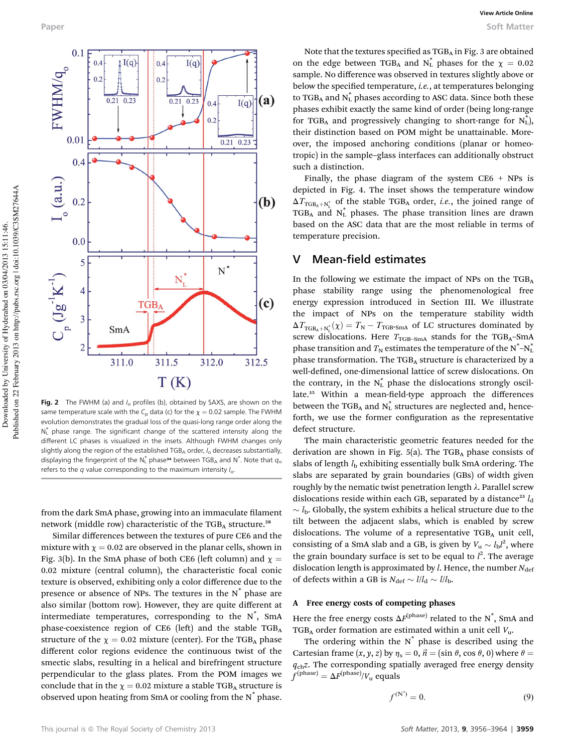Fig. 2 The FWHM (a) and $I_o$ profiles (b), obtained by SAXS, are shown on the same temperature scale with the $C_p$ data (c) for the $\chi = 0.02$ sample. The FWHM evolution demonstrates the gradual loss of the quasi-long range order along the $N_L^*$ phase range. The significant change of the scattered intensity along the different LC phases is visualized in the insets. Although FWHM changes only slightly along the region of the established $TGB_A$ order, $I_o$ decreases substantially, displaying the fingerprint of the $N_L^*$ phase[34] between $TGB_A$ and $N^*$. Note that $q_o$ refers to the $q$ value corresponding to the maximum intensity $I_o$.

from the dark SmA phase, growing into an immaculate filament network (middle row) characteristic of the $TGB_A$ structure.[28]

Similar differences between the textures of pure CE6 and the mixture with $\chi = 0.02$ are observed in the planar cells, shown in Fig. 3(b). In the SmA phase of both CE6 (left column) and $\chi = 0.02$ mixture (central column), the characteristic focal conic texture is observed, exhibiting only a color difference due to the presence or absence of NPs. The textures in the $N^*$ phase are also similar (bottom row). However, they are quite different at intermediate temperatures, corresponding to the $N^*$, SmA phase-coexistence region of CE6 (left) and the stable $TGB_A$ structure of the $\chi = 0.02$ mixture (center). For the $TGB_A$ phase different color regions evidence the continuous twist of the smectic slabs, resulting in a helical and birefringent structure perpendicular to the glass plates. From the POM images we conclude that in the $\chi = 0.02$ mixture a stable $TGB_A$ structure is observed upon heating from SmA or cooling from the $N^*$ phase.

Note that the textures specified as $TGB_A$ in Fig. 3 are obtained on the edge between $TGB_A$ and $N_L^*$ phases for the $\chi = 0.02$ sample. No difference was observed in textures slightly above or below the specified temperature, *i.e.*, at temperatures belonging to $TGB_A$ and $N_L^*$ phases according to ASC data. Since both these phases exhibit exactly the same kind of order (being long-range for $TGB_A$ and progressively changing to short-range for $N_L^*$), their distinction based on POM might be unattainable. Moreover, the imposed anchoring conditions (planar or homeotropic) in the sample–glass interfaces can additionally obstruct such a distinction.

Finally, the phase diagram of the system CE6 + NPs is depicted in Fig. 4. The inset shows the temperature window $\Delta T_{TGB_A+N_L^*}$ of the stable $TGB_A$ order, *i.e.*, the joined range of $TGB_A$ and $N_L^*$ phases. The phase transition lines are drawn based on the ASC data that are the most reliable in terms of temperature precision.

## V Mean-field estimates

In the following we estimate the impact of NPs on the $TGB_A$ phase stability range using the phenomenological free energy expression introduced in Section III. We illustrate the impact of NPs on the temperature stability width $\Delta T_{TGB_A+N_L^*}(\chi) = T_N - T_{TGB\text{-}SmA}$ of LC structures dominated by screw dislocations. Here $T_{TGB\text{-}SmA}$ stands for the $TGB_A$–SmA phase transition and $T_N$ estimates the temperature of the $N^*$–$N_L^*$ phase transformation. The $TGB_A$ structure is characterized by a well-defined, one-dimensional lattice of screw dislocations. On the contrary, in the $N_L^*$ phase the dislocations strongly oscillate.[35] Within a mean-field-type approach the differences between the $TGB_A$ and $N_L^*$ structures are neglected and, henceforth, we use the former configuration as the representative defect structure.

The main characteristic geometric features needed for the derivation are shown in Fig. 5(a). The $TGB_A$ phase consists of slabs of length $l_b$ exhibiting essentially bulk SmA ordering. The slabs are separated by grain boundaries (GBs) of width given roughly by the nematic twist penetration length $\lambda$. Parallel screw dislocations reside within each GB, separated by a distance[23] $l_d \sim l_b$. Globally, the system exhibits a helical structure due to the tilt between the adjacent slabs, which is enabled by screw dislocations. The volume of a representative $TGB_A$ unit cell, consisting of a SmA slab and a GB, is given by $V_u \sim l_b l^2$, where the grain boundary surface is set to be equal to $l^2$. The average dislocation length is approximated by $l$. Hence, the number $N_{def}$ of defects within a GB is $N_{def} \sim l/l_d \sim l/l_b$.

### A Free energy costs of competing phases

Here the free energy costs $\Delta F^{(phase)}$ related to the $N^*$, SmA and $TGB_A$ order formation are estimated within a unit cell $V_u$.

The ordering within the $N^*$ phase is described using the Cartesian frame $(x, y, z)$ by $\eta_s = 0$, $\vec{n} = (\sin\theta, \cos\theta, 0)$ where $\theta = q_{ch}z$. The corresponding spatially averaged free energy density $f^{(phase)} = \Delta F^{(phase)}/V_u$ equals

$$f^{(N^*)} = 0. \tag{9}$$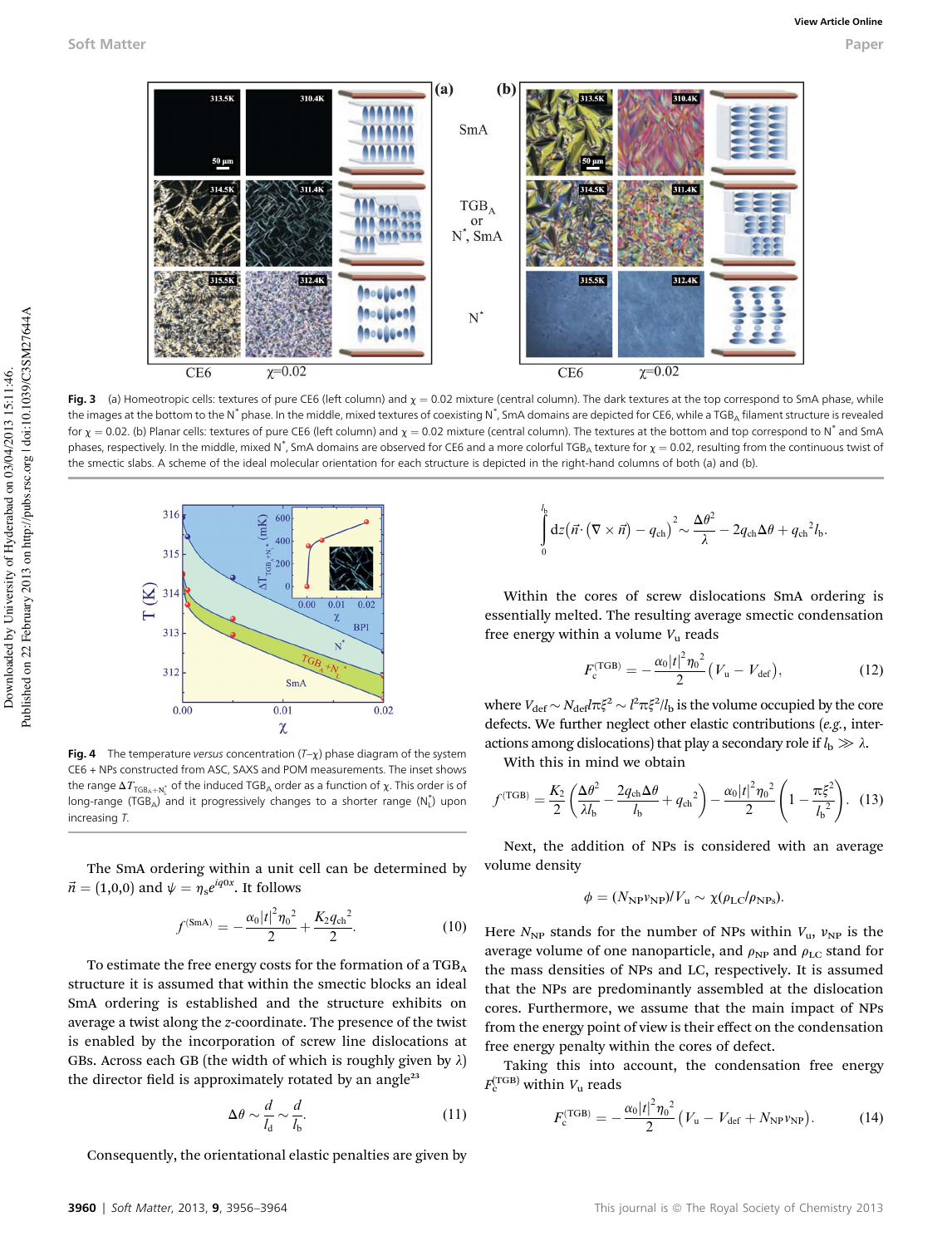Fig. 3 (a) Homeotropic cells: textures of pure CE6 (left column) and $\chi = 0.02$ mixture (central column). The dark textures at the top correspond to SmA phase, while the images at the bottom to the N* phase. In the middle, mixed textures of coexisting N*, SmA domains are depicted for CE6, while a $TGB_A$ filament structure is revealed for $\chi = 0.02$. (b) Planar cells: textures of pure CE6 (left column) and $\chi = 0.02$ mixture (central column). The textures at the bottom and top correspond to N* and SmA phases, respectively. In the middle, mixed N*, SmA domains are observed for CE6 and a more colorful $TGB_A$ texture for $\chi = 0.02$, resulting from the continuous twist of the smectic slabs. A scheme of the ideal molecular orientation for each structure is depicted in the right-hand columns of both (a) and (b).

Fig. 4 The temperature *versus* concentration ($T$–$\chi$) phase diagram of the system CE6 + NPs constructed from ASC, SAXS and POM measurements. The inset shows the range $\Delta T_{TGB_A+N_L^*}$ of the induced $TGB_A$ order as a function of $\chi$. This order is of long-range ($TGB_A$) and it progressively changes to a shorter range ($N_L^*$) upon increasing $T$.

The SmA ordering within a unit cell can be determined by $\vec{n} = (1,0,0)$ and $\psi = \eta_s e^{iq0x}$. It follows

$$f^{(\mathrm{SmA})} = -\frac{\alpha_0|t|^2\eta_0^{\,2}}{2} + \frac{K_2 q_{\mathrm{ch}}^{\,2}}{2}. \tag{10}$$

To estimate the free energy costs for the formation of a $TGB_A$ structure it is assumed that within the smectic blocks an ideal SmA ordering is established and the structure exhibits on average a twist along the $z$-coordinate. The presence of the twist is enabled by the incorporation of screw line dislocations at GBs. Across each GB (the width of which is roughly given by $\lambda$) the director field is approximately rotated by an angle[23]

$$\Delta\theta \sim \frac{d}{l_d} \sim \frac{d}{l_b}. \tag{11}$$

Consequently, the orientational elastic penalties are given by

$$\int_0^{l_b} \mathrm{d}z\left(\vec{n}\cdot\left(\nabla\times\vec{n}\right) - q_{\mathrm{ch}}\right)^2 \sim \frac{\Delta\theta^2}{\lambda} - 2q_{\mathrm{ch}}\Delta\theta + q_{\mathrm{ch}}^{\,2} l_b.$$

Within the cores of screw dislocations SmA ordering is essentially melted. The resulting average smectic condensation free energy within a volume $V_u$ reads

$$F_c^{(\mathrm{TGB})} = -\frac{\alpha_0|t|^2\eta_0^{\,2}}{2}\left(V_u - V_{\mathrm{def}}\right), \tag{12}$$

where $V_{\mathrm{def}} \sim N_{\mathrm{def}} l \pi\xi^2 \sim l^2\pi\xi^2/l_b$ is the volume occupied by the core defects. We further neglect other elastic contributions (*e.g.*, interactions among dislocations) that play a secondary role if $l_b \gg \lambda$.

With this in mind we obtain

$$f^{(\mathrm{TGB})} = \frac{K_2}{2}\left(\frac{\Delta\theta^2}{\lambda l_b} - \frac{2q_{\mathrm{ch}}\Delta\theta}{l_b} + q_{\mathrm{ch}}^{\,2}\right) - \frac{\alpha_0|t|^2\eta_0^{\,2}}{2}\left(1 - \frac{\pi\xi^2}{l_b^{\,2}}\right). \tag{13}$$

Next, the addition of NPs is considered with an average volume density

$$\phi = (N_{\mathrm{NP}}v_{\mathrm{NP}})/V_u \sim \chi(\rho_{\mathrm{LC}}/\rho_{\mathrm{NPs}}).$$

Here $N_{\mathrm{NP}}$ stands for the number of NPs within $V_u$, $v_{\mathrm{NP}}$ is the average volume of one nanoparticle, and $\rho_{\mathrm{NP}}$ and $\rho_{\mathrm{LC}}$ stand for the mass densities of NPs and LC, respectively. It is assumed that the NPs are predominantly assembled at the dislocation cores. Furthermore, we assume that the main impact of NPs from the energy point of view is their effect on the condensation free energy penalty within the cores of defect.

Taking this into account, the condensation free energy $F_c^{(\mathrm{TGB})}$ within $V_u$ reads

$$F_c^{(\mathrm{TGB})} = -\frac{\alpha_0|t|^2\eta_0^{\,2}}{2}\left(V_u - V_{\mathrm{def}} + N_{\mathrm{NP}}v_{\mathrm{NP}}\right). \tag{14}$$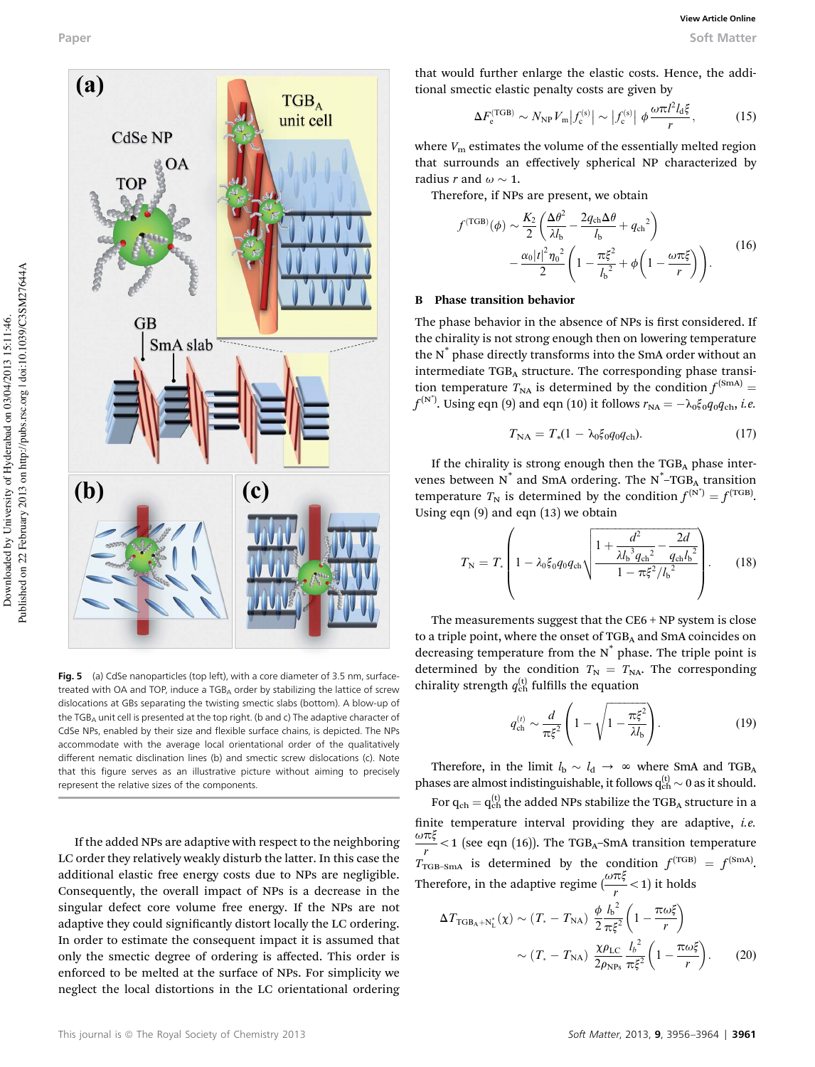Fig. 5 (a) CdSe nanoparticles (top left), with a core diameter of 3.5 nm, surface-treated with OA and TOP, induce a $TGB_A$ order by stabilizing the lattice of screw dislocations at GBs separating the twisting smectic slabs (bottom). A blow-up of the $TGB_A$ unit cell is presented at the top right. (b and c) The adaptive character of CdSe NPs, enabled by their size and flexible surface chains, is depicted. The NPs accommodate with the average local orientational order of the qualitatively different nematic disclination lines (b) and smectic screw dislocations (c). Note that this figure serves as an illustrative picture without aiming to precisely represent the relative sizes of the components.

If the added NPs are adaptive with respect to the neighboring LC order they relatively weakly disturb the latter. In this case the additional elastic free energy costs due to NPs are negligible. Consequently, the overall impact of NPs is a decrease in the singular defect core volume free energy. If the NPs are not adaptive they could significantly distort locally the LC ordering. In order to estimate the consequent impact it is assumed that only the smectic degree of ordering is affected. This order is enforced to be melted at the surface of NPs. For simplicity we neglect the local distortions in the LC orientational ordering that would further enlarge the elastic costs. Hence, the additional smectic elastic penalty costs are given by

$$\Delta F_e^{(TGB)} \sim N_{NP} V_m \left|f_c^{(s)}\right| \sim \left|f_c^{(s)}\right| \phi \frac{\omega \pi l^2 l_d \xi}{r}, \tag{15}$$

where $V_m$ estimates the volume of the essentially melted region that surrounds an effectively spherical NP characterized by radius $r$ and $\omega \sim 1$.

Therefore, if NPs are present, we obtain

$$f^{(TGB)}(\phi) \sim \frac{K_2}{2}\left(\frac{\Delta\theta^2}{\lambda l_b} - \frac{2q_{ch}\Delta\theta}{l_b} + q_{ch}{}^2\right) - \frac{\alpha_0|t|^2\eta_0{}^2}{2}\left(1 - \frac{\pi\xi^2}{l_b{}^2} + \phi\left(1 - \frac{\omega\pi\xi}{r}\right)\right). \tag{16}$$

### B Phase transition behavior

The phase behavior in the absence of NPs is first considered. If the chirality is not strong enough then on lowering temperature the $N^*$ phase directly transforms into the SmA order without an intermediate $TGB_A$ structure. The corresponding phase transition temperature $T_{NA}$ is determined by the condition $f^{(SmA)} = f^{(N^*)}$. Using eqn (9) and eqn (10) it follows $r_{NA} = -\lambda_0\xi_0 q_0 q_{ch}$, *i.e.*

$$T_{NA} = T_*(1 - \lambda_0\xi_0 q_0 q_{ch}). \tag{17}$$

If the chirality is strong enough then the $TGB_A$ phase intervenes between $N^*$ and SmA ordering. The $N^*$–$TGB_A$ transition temperature $T_N$ is determined by the condition $f^{(N^*)} = f^{(TGB)}$. Using eqn (9) and eqn (13) we obtain

$$T_N = T_*\left(1 - \lambda_0\xi_0 q_0 q_{ch}\sqrt{\frac{1 + \dfrac{d^2}{\lambda l_b{}^3 q_{ch}{}^2} - \dfrac{2d}{q_{ch} l_b{}^2}}{1 - \pi\xi^2/l_b{}^2}}\right). \tag{18}$$

The measurements suggest that the CE6 + NP system is close to a triple point, where the onset of $TGB_A$ and SmA coincides on decreasing temperature from the $N^*$ phase. The triple point is determined by the condition $T_N = T_{NA}$. The corresponding chirality strength $q_{ch}^{(t)}$ fulfills the equation

$$q_{ch}^{(t)} \sim \frac{d}{\pi\xi^2}\left(1 - \sqrt{1 - \frac{\pi\xi^2}{\lambda l_b}}\right). \tag{19}$$

Therefore, in the limit $l_b \sim l_d \rightarrow \infty$ where SmA and $TGB_A$ phases are almost indistinguishable, it follows $q_{ch}^{(t)} \sim 0$ as it should.

For $q_{ch} = q_{ch}^{(t)}$ the added NPs stabilize the $TGB_A$ structure in a finite temperature interval providing they are adaptive, *i.e.* $\frac{\omega\pi\xi}{r} < 1$ (see eqn (16)). The $TGB_A$–SmA transition temperature $T_{TGB\text{–}SmA}$ is determined by the condition $f^{(TGB)} = f^{(SmA)}$. Therefore, in the adaptive regime ($\frac{\omega\pi\xi}{r} < 1$) it holds

$$\Delta T_{TGB_A + N_L^*}(\chi) \sim (T_* - T_{NA})\frac{\phi}{2}\frac{l_b{}^2}{\pi\xi^2}\left(1 - \frac{\pi\omega\xi}{r}\right) \sim (T_* - T_{NA})\frac{\chi\rho_{LC}}{2\rho_{NPs}}\frac{l_b{}^2}{\pi\xi^2}\left(1 - \frac{\pi\omega\xi}{r}\right). \tag{20}$$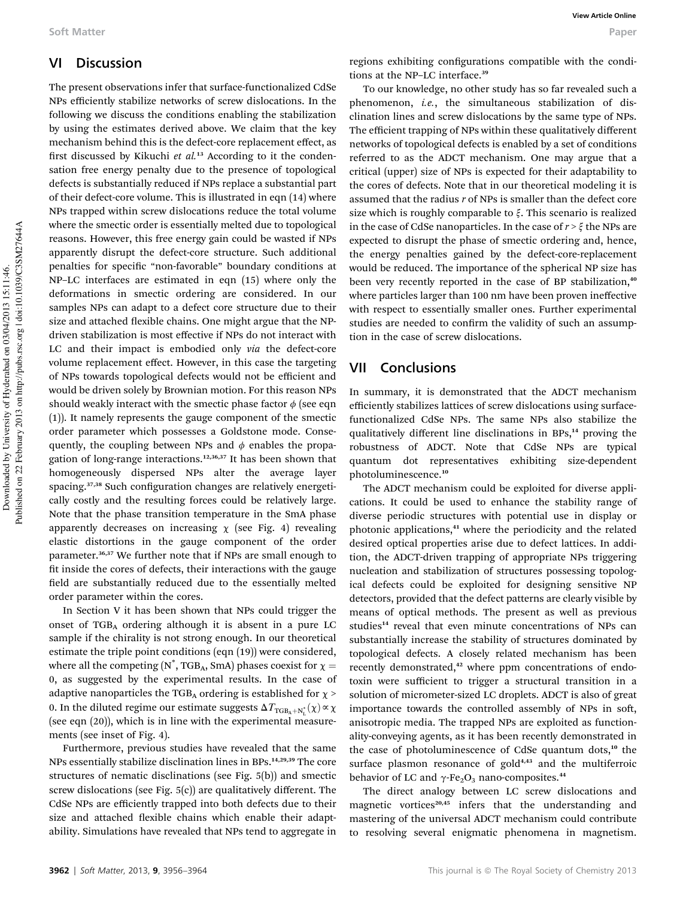## VI Discussion

The present observations infer that surface-functionalized CdSe NPs efficiently stabilize networks of screw dislocations. In the following we discuss the conditions enabling the stabilization by using the estimates derived above. We claim that the key mechanism behind this is the defect-core replacement effect, as first discussed by Kikuchi *et al.*[13] According to it the condensation free energy penalty due to the presence of topological defects is substantially reduced if NPs replace a substantial part of their defect-core volume. This is illustrated in eqn (14) where NPs trapped within screw dislocations reduce the total volume where the smectic order is essentially melted due to topological reasons. However, this free energy gain could be wasted if NPs apparently disrupt the defect-core structure. Such additional penalties for specific "non-favorable" boundary conditions at NP–LC interfaces are estimated in eqn (15) where only the deformations in smectic ordering are considered. In our samples NPs can adapt to a defect core structure due to their size and attached flexible chains. One might argue that the NP-driven stabilization is most effective if NPs do not interact with LC and their impact is embodied only *via* the defect-core volume replacement effect. However, in this case the targeting of NPs towards topological defects would not be efficient and would be driven solely by Brownian motion. For this reason NPs should weakly interact with the smectic phase factor $\phi$ (see eqn (1)). It namely represents the gauge component of the smectic order parameter which possesses a Goldstone mode. Consequently, the coupling between NPs and $\phi$ enables the propagation of long-range interactions.[12,36,37] It has been shown that homogeneously dispersed NPs alter the average layer spacing.[37,38] Such configuration changes are relatively energetically costly and the resulting forces could be relatively large. Note that the phase transition temperature in the SmA phase apparently decreases on increasing $\chi$ (see Fig. 4) revealing elastic distortions in the gauge component of the order parameter.[36,37] We further note that if NPs are small enough to fit inside the cores of defects, their interactions with the gauge field are substantially reduced due to the essentially melted order parameter within the cores.

In Section V it has been shown that NPs could trigger the onset of $TGB_A$ ordering although it is absent in a pure LC sample if the chirality is not strong enough. In our theoretical estimate the triple point conditions (eqn (19)) were considered, where all the competing ($N^*$, $TGB_A$, SmA) phases coexist for $\chi = 0$, as suggested by the experimental results. In the case of adaptive nanoparticles the $TGB_A$ ordering is established for $\chi > 0$. In the diluted regime our estimate suggests $\Delta T_{TGB_A+N_L^*}(\chi) \propto \chi$ (see eqn (20)), which is in line with the experimental measurements (see inset of Fig. 4).

Furthermore, previous studies have revealed that the same NPs essentially stabilize disclination lines in BPs.[14,29,39] The core structures of nematic disclinations (see Fig. 5(b)) and smectic screw dislocations (see Fig. 5(c)) are qualitatively different. The CdSe NPs are efficiently trapped into both defects due to their size and attached flexible chains which enable their adaptability. Simulations have revealed that NPs tend to aggregate in regions exhibiting configurations compatible with the conditions at the NP–LC interface.[39]

To our knowledge, no other study has so far revealed such a phenomenon, *i.e.*, the simultaneous stabilization of disclination lines and screw dislocations by the same type of NPs. The efficient trapping of NPs within these qualitatively different networks of topological defects is enabled by a set of conditions referred to as the ADCT mechanism. One may argue that a critical (upper) size of NPs is expected for their adaptability to the cores of defects. Note that in our theoretical modeling it is assumed that the radius $r$ of NPs is smaller than the defect core size which is roughly comparable to $\xi$. This scenario is realized in the case of CdSe nanoparticles. In the case of $r > \xi$ the NPs are expected to disrupt the phase of smectic ordering and, hence, the energy penalties gained by the defect-core-replacement would be reduced. The importance of the spherical NP size has been very recently reported in the case of BP stabilization,[40] where particles larger than 100 nm have been proven ineffective with respect to essentially smaller ones. Further experimental studies are needed to confirm the validity of such an assumption in the case of screw dislocations.

## VII Conclusions

In summary, it is demonstrated that the ADCT mechanism efficiently stabilizes lattices of screw dislocations using surface-functionalized CdSe NPs. The same NPs also stabilize the qualitatively different line disclinations in BPs,[14] proving the robustness of ADCT. Note that CdSe NPs are typical quantum dot representatives exhibiting size-dependent photoluminescence.[10]

The ADCT mechanism could be exploited for diverse applications. It could be used to enhance the stability range of diverse periodic structures with potential use in display or photonic applications,[41] where the periodicity and the related desired optical properties arise due to defect lattices. In addition, the ADCT-driven trapping of appropriate NPs triggering nucleation and stabilization of structures possessing topological defects could be exploited for designing sensitive NP detectors, provided that the defect patterns are clearly visible by means of optical methods. The present as well as previous studies[14] reveal that even minute concentrations of NPs can substantially increase the stability of structures dominated by topological defects. A closely related mechanism has been recently demonstrated,[42] where ppm concentrations of endotoxin were sufficient to trigger a structural transition in a solution of micrometer-sized LC droplets. ADCT is also of great importance towards the controlled assembly of NPs in soft, anisotropic media. The trapped NPs are exploited as functionality-conveying agents, as it has been recently demonstrated in the case of photoluminescence of CdSe quantum dots,[10] the surface plasmon resonance of gold[4,43] and the multiferroic behavior of LC and $\gamma$-$Fe_2O_3$ nano-composites.[44]

The direct analogy between LC screw dislocations and magnetic vortices[20,45] infers that the understanding and mastering of the universal ADCT mechanism could contribute to resolving several enigmatic phenomena in magnetism.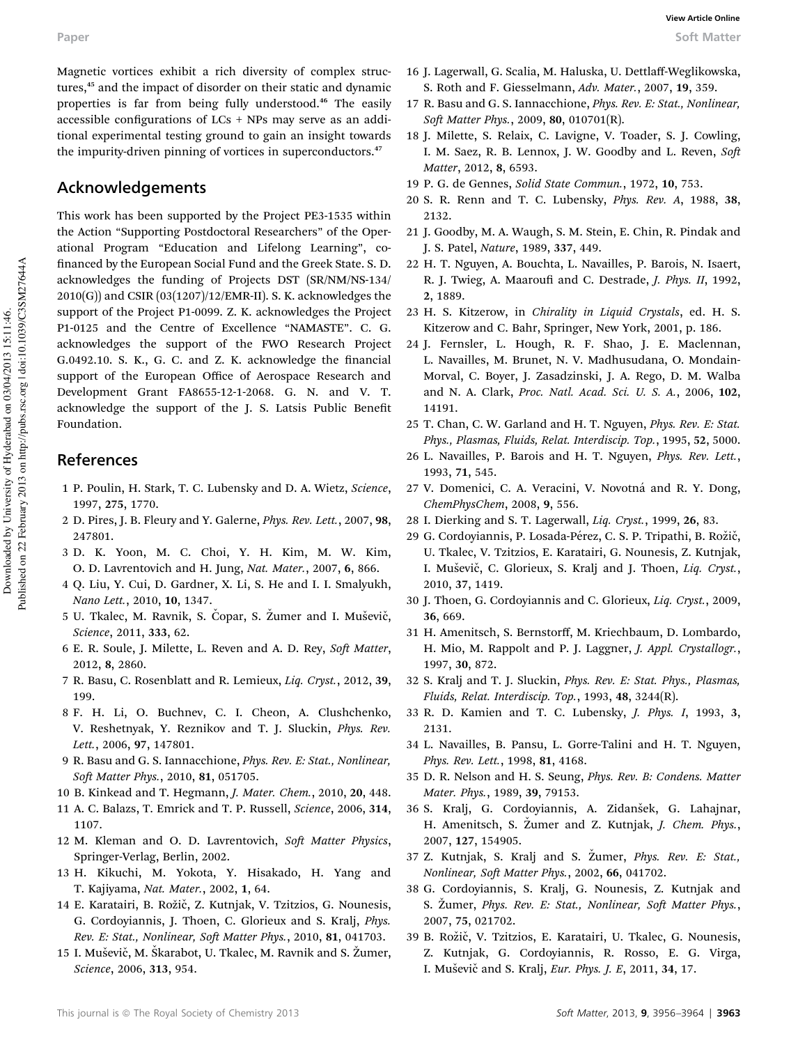Magnetic vortices exhibit a rich diversity of complex structures,[45] and the impact of disorder on their static and dynamic properties is far from being fully understood.[46] The easily accessible configurations of LCs + NPs may serve as an additional experimental testing ground to gain an insight towards the impurity-driven pinning of vortices in superconductors.[47]

## Acknowledgements

This work has been supported by the Project PE3-1535 within the Action "Supporting Postdoctoral Researchers" of the Operational Program "Education and Lifelong Learning", co-financed by the European Social Fund and the Greek State. S. D. acknowledges the funding of Projects DST (SR/NM/NS-134/2010(G)) and CSIR (03(1207)/12/EMR-II). S. K. acknowledges the support of the Project P1-0099. Z. K. acknowledges the Project P1-0125 and the Centre of Excellence "NAMASTE". C. G. acknowledges the support of the FWO Research Project G.0492.10. S. K., G. C. and Z. K. acknowledge the financial support of the European Office of Aerospace Research and Development Grant FA8655-12-1-2068. G. N. and V. T. acknowledge the support of the J. S. Latsis Public Benefit Foundation.

## References

1 P. Poulin, H. Stark, T. C. Lubensky and D. A. Wietz, *Science*, 1997, **275**, 1770.

2 D. Pires, J. B. Fleury and Y. Galerne, *Phys. Rev. Lett.*, 2007, **98**, 247801.

3 D. K. Yoon, M. C. Choi, Y. H. Kim, M. W. Kim, O. D. Lavrentovich and H. Jung, *Nat. Mater.*, 2007, **6**, 866.

4 Q. Liu, Y. Cui, D. Gardner, X. Li, S. He and I. I. Smalyukh, *Nano Lett.*, 2010, **10**, 1347.

5 U. Tkalec, M. Ravnik, S. Čopar, S. Žumer and I. Muševič, *Science*, 2011, **333**, 62.

6 E. R. Soule, J. Milette, L. Reven and A. D. Rey, *Soft Matter*, 2012, **8**, 2860.

7 R. Basu, C. Rosenblatt and R. Lemieux, *Liq. Cryst.*, 2012, **39**, 199.

8 F. H. Li, O. Buchnev, C. I. Cheon, A. Clushchenko, V. Reshetnyak, Y. Reznikov and T. J. Sluckin, *Phys. Rev. Lett.*, 2006, **97**, 147801.

9 R. Basu and G. S. Iannacchione, *Phys. Rev. E: Stat., Nonlinear, Soft Matter Phys.*, 2010, **81**, 051705.

10 B. Kinkead and T. Hegmann, *J. Mater. Chem.*, 2010, **20**, 448.

11 A. C. Balazs, T. Emrick and T. P. Russell, *Science*, 2006, **314**, 1107.

12 M. Kleman and O. D. Lavrentovich, *Soft Matter Physics*, Springer-Verlag, Berlin, 2002.

13 H. Kikuchi, M. Yokota, Y. Hisakado, H. Yang and T. Kajiyama, *Nat. Mater.*, 2002, **1**, 64.

14 E. Karatairi, B. Rožič, Z. Kutnjak, V. Tzitzios, G. Nounesis, G. Cordoyiannis, J. Thoen, C. Glorieux and S. Kralj, *Phys. Rev. E: Stat., Nonlinear, Soft Matter Phys.*, 2010, **81**, 041703.

15 I. Muševič, M. Škarabot, U. Tkalec, M. Ravnik and S. Žumer, *Science*, 2006, **313**, 954.

16 J. Lagerwall, G. Scalia, M. Haluska, U. Dettlaff-Weglikowska, S. Roth and F. Giesselmann, *Adv. Mater.*, 2007, **19**, 359.

17 R. Basu and G. S. Iannacchione, *Phys. Rev. E: Stat., Nonlinear, Soft Matter Phys.*, 2009, **80**, 010701(R).

18 J. Milette, S. Relaix, C. Lavigne, V. Toader, S. J. Cowling, I. M. Saez, R. B. Lennox, J. W. Goodby and L. Reven, *Soft Matter*, 2012, **8**, 6593.

19 P. G. de Gennes, *Solid State Commun.*, 1972, **10**, 753.

20 S. R. Renn and T. C. Lubensky, *Phys. Rev. A*, 1988, **38**, 2132.

21 J. Goodby, M. A. Waugh, S. M. Stein, E. Chin, R. Pindak and J. S. Patel, *Nature*, 1989, **337**, 449.

22 H. T. Nguyen, A. Bouchta, L. Navailles, P. Barois, N. Isaert, R. J. Twieg, A. Maaroufi and C. Destrade, *J. Phys. II*, 1992, **2**, 1889.

23 H. S. Kitzerow, in *Chirality in Liquid Crystals*, ed. H. S. Kitzerow and C. Bahr, Springer, New York, 2001, p. 186.

24 J. Fernsler, L. Hough, R. F. Shao, J. E. Maclennan, L. Navailles, M. Brunet, N. V. Madhusudana, O. Mondain-Morval, C. Boyer, J. Zasadzinski, J. A. Rego, D. M. Walba and N. A. Clark, *Proc. Natl. Acad. Sci. U. S. A.*, 2006, **102**, 14191.

25 T. Chan, C. W. Garland and H. T. Nguyen, *Phys. Rev. E: Stat. Phys., Plasmas, Fluids, Relat. Interdiscip. Top.*, 1995, **52**, 5000.

26 L. Navailles, P. Barois and H. T. Nguyen, *Phys. Rev. Lett.*, 1993, **71**, 545.

27 V. Domenici, C. A. Veracini, V. Novotná and R. Y. Dong, *ChemPhysChem*, 2008, **9**, 556.

28 I. Dierking and S. T. Lagerwall, *Liq. Cryst.*, 1999, **26**, 83.

29 G. Cordoyiannis, P. Losada-Pérez, C. S. P. Tripathi, B. Rožič, U. Tkalec, V. Tzitzios, E. Karatairi, G. Nounesis, Z. Kutnjak, I. Muševič, C. Glorieux, S. Kralj and J. Thoen, *Liq. Cryst.*, 2010, **37**, 1419.

30 J. Thoen, G. Cordoyiannis and C. Glorieux, *Liq. Cryst.*, 2009, **36**, 669.

31 H. Amenitsch, S. Bernstorff, M. Kriechbaum, D. Lombardo, H. Mio, M. Rappolt and P. J. Laggner, *J. Appl. Crystallogr.*, 1997, **30**, 872.

32 S. Kralj and T. J. Sluckin, *Phys. Rev. E: Stat. Phys., Plasmas, Fluids, Relat. Interdiscip. Top.*, 1993, **48**, 3244(R).

33 R. D. Kamien and T. C. Lubensky, *J. Phys. I*, 1993, **3**, 2131.

34 L. Navailles, B. Pansu, L. Gorre-Talini and H. T. Nguyen, *Phys. Rev. Lett.*, 1998, **81**, 4168.

35 D. R. Nelson and H. S. Seung, *Phys. Rev. B: Condens. Matter Mater. Phys.*, 1989, **39**, 79153.

36 S. Kralj, G. Cordoyiannis, A. Zidanšek, G. Lahajnar, H. Amenitsch, S. Žumer and Z. Kutnjak, *J. Chem. Phys.*, 2007, **127**, 154905.

37 Z. Kutnjak, S. Kralj and S. Žumer, *Phys. Rev. E: Stat., Nonlinear, Soft Matter Phys.*, 2002, **66**, 041702.

38 G. Cordoyiannis, S. Kralj, G. Nounesis, Z. Kutnjak and S. Žumer, *Phys. Rev. E: Stat., Nonlinear, Soft Matter Phys.*, 2007, **75**, 021702.

39 B. Rožič, V. Tzitzios, E. Karatairi, U. Tkalec, G. Nounesis, Z. Kutnjak, G. Cordoyiannis, R. Rosso, E. G. Virga, I. Muševič and S. Kralj, *Eur. Phys. J. E*, 2011, **34**, 17.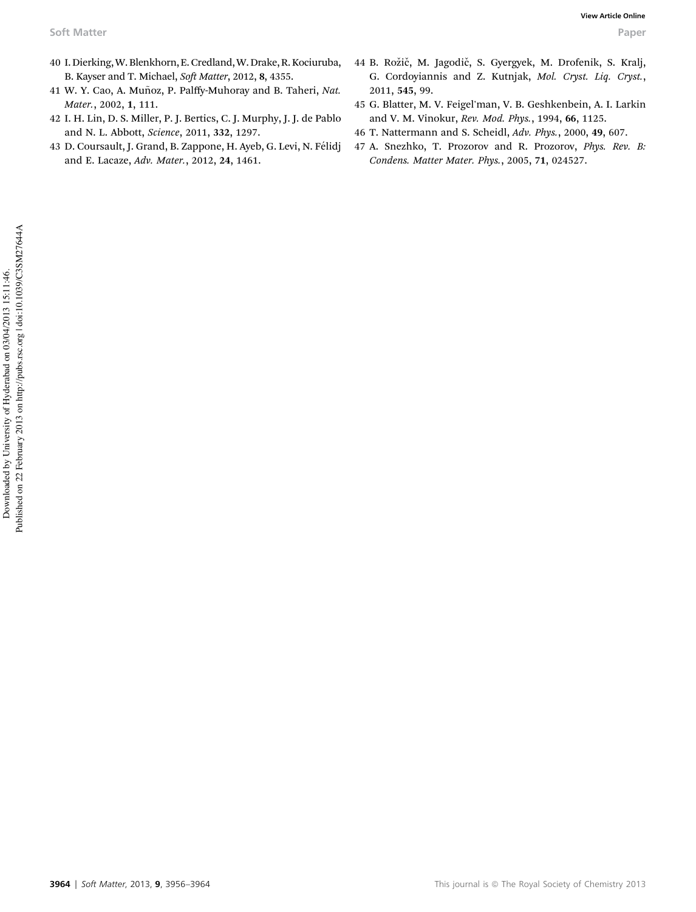40 I. Dierking, W. Blenkhorn, E. Credland, W. Drake, R. Kociuruba, B. Kayser and T. Michael, *Soft Matter*, 2012, **8**, 4355.

41 W. Y. Cao, A. Muñoz, P. Palffy-Muhoray and B. Taheri, *Nat. Mater.*, 2002, **1**, 111.

42 I. H. Lin, D. S. Miller, P. J. Bertics, C. J. Murphy, J. J. de Pablo and N. L. Abbott, *Science*, 2011, **332**, 1297.

43 D. Coursault, J. Grand, B. Zappone, H. Ayeb, G. Levi, N. Félidj and E. Lacaze, *Adv. Mater.*, 2012, **24**, 1461.

44 B. Rožič, M. Jagodič, S. Gyergyek, M. Drofenik, S. Kralj, G. Cordoyiannis and Z. Kutnjak, *Mol. Cryst. Liq. Cryst.*, 2011, **545**, 99.

45 G. Blatter, M. V. Feigel'man, V. B. Geshkenbein, A. I. Larkin and V. M. Vinokur, *Rev. Mod. Phys.*, 1994, **66**, 1125.

46 T. Nattermann and S. Scheidl, *Adv. Phys.*, 2000, **49**, 607.

47 A. Snezhko, T. Prozorov and R. Prozorov, *Phys. Rev. B: Condens. Matter Mater. Phys.*, 2005, **71**, 024527.